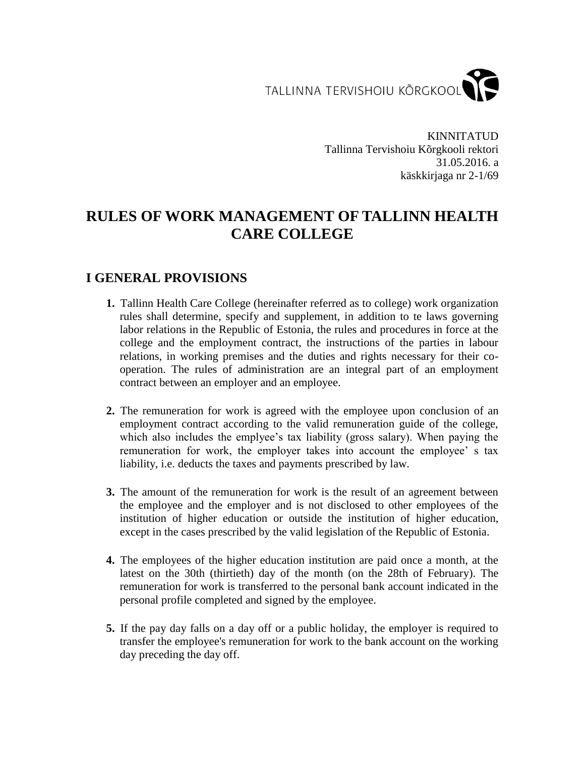TALLINNA TERVISHOIU KÕRGKOOL

KINNITATUD
Tallinna Tervishoiu Kõrgkooli rektori
31.05.2016. a
käskkirjaga nr 2-1/69

# RULES OF WORK MANAGEMENT OF TALLINN HEALTH CARE COLLEGE

## I GENERAL PROVISIONS

1. Tallinn Health Care College (hereinafter referred as to college) work organization rules shall determine, specify and supplement, in addition to te laws governing labor relations in the Republic of Estonia, the rules and procedures in force at the college and the employment contract, the instructions of the parties in labour relations, in working premises and the duties and rights necessary for their co-operation. The rules of administration are an integral part of an employment contract between an employer and an employee.

2. The remuneration for work is agreed with the employee upon conclusion of an employment contract according to the valid remuneration guide of the college, which also includes the emplyee's tax liability (gross salary). When paying the remuneration for work, the employer takes into account the employee' s tax liability, i.e. deducts the taxes and payments prescribed by law.

3. The amount of the remuneration for work is the result of an agreement between the employee and the employer and is not disclosed to other employees of the institution of higher education or outside the institution of higher education, except in the cases prescribed by the valid legislation of the Republic of Estonia.

4. The employees of the higher education institution are paid once a month, at the latest on the 30th (thirtieth) day of the month (on the 28th of February). The remuneration for work is transferred to the personal bank account indicated in the personal profile completed and signed by the employee.

5. If the pay day falls on a day off or a public holiday, the employer is required to transfer the employee's remuneration for work to the bank account on the working day preceding the day off.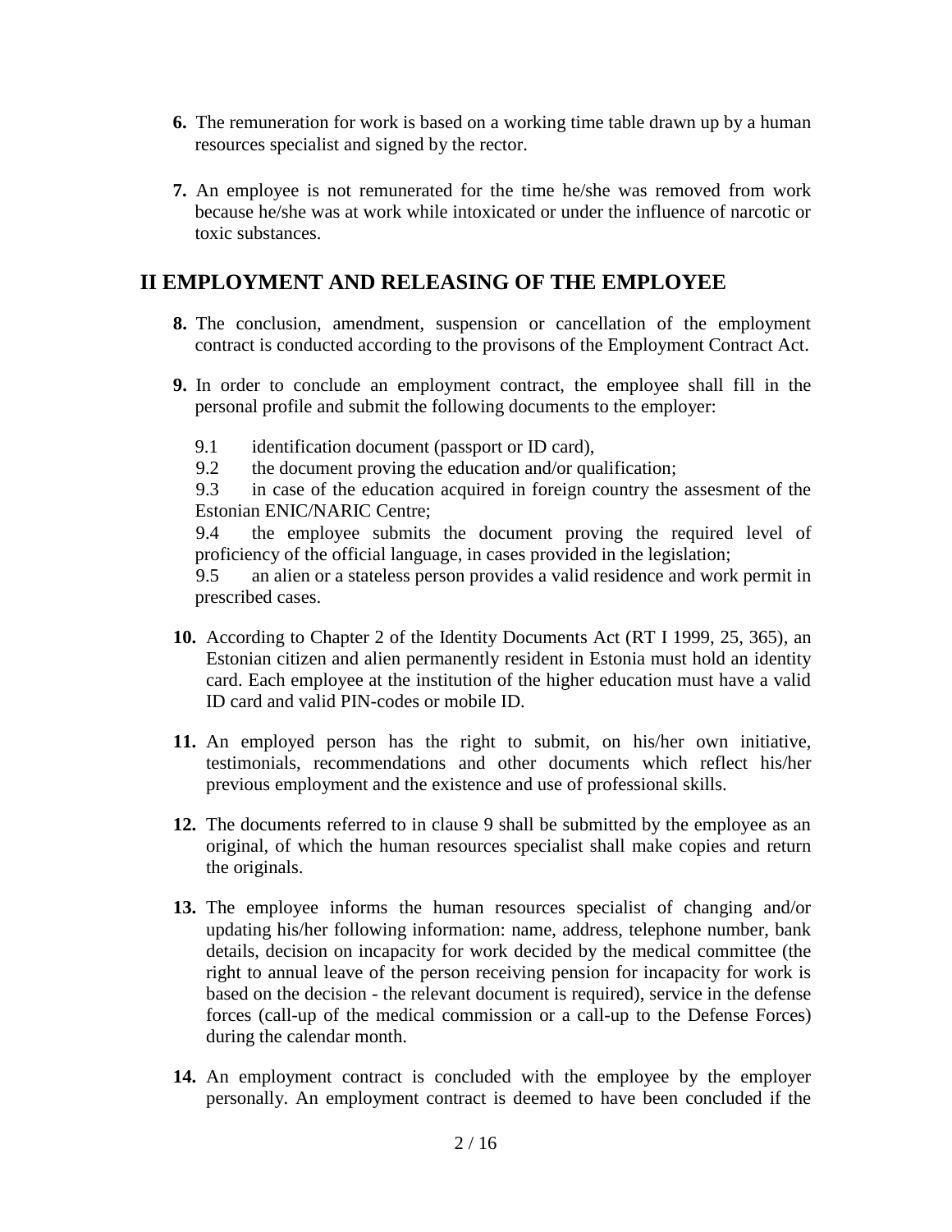**6.** The remuneration for work is based on a working time table drawn up by a human resources specialist and signed by the rector.

**7.** An employee is not remunerated for the time he/she was removed from work because he/she was at work while intoxicated or under the influence of narcotic or toxic substances.

## II EMPLOYMENT AND RELEASING OF THE EMPLOYEE

**8.** The conclusion, amendment, suspension or cancellation of the employment contract is conducted according to the provisons of the Employment Contract Act.

**9.** In order to conclude an employment contract, the employee shall fill in the personal profile and submit the following documents to the employer:

9.1 identification document (passport or ID card),

9.2 the document proving the education and/or qualification;

9.3 in case of the education acquired in foreign country the assesment of the Estonian ENIC/NARIC Centre;

9.4 the employee submits the document proving the required level of proficiency of the official language, in cases provided in the legislation;

9.5 an alien or a stateless person provides a valid residence and work permit in prescribed cases.

**10.** According to Chapter 2 of the Identity Documents Act (RT I 1999, 25, 365), an Estonian citizen and alien permanently resident in Estonia must hold an identity card. Each employee at the institution of the higher education must have a valid ID card and valid PIN-codes or mobile ID.

**11.** An employed person has the right to submit, on his/her own initiative, testimonials, recommendations and other documents which reflect his/her previous employment and the existence and use of professional skills.

**12.** The documents referred to in clause 9 shall be submitted by the employee as an original, of which the human resources specialist shall make copies and return the originals.

**13.** The employee informs the human resources specialist of changing and/or updating his/her following information: name, address, telephone number, bank details, decision on incapacity for work decided by the medical committee (the right to annual leave of the person receiving pension for incapacity for work is based on the decision - the relevant document is required), service in the defense forces (call-up of the medical commission or a call-up to the Defense Forces) during the calendar month.

**14.** An employment contract is concluded with the employee by the employer personally. An employment contract is deemed to have been concluded if the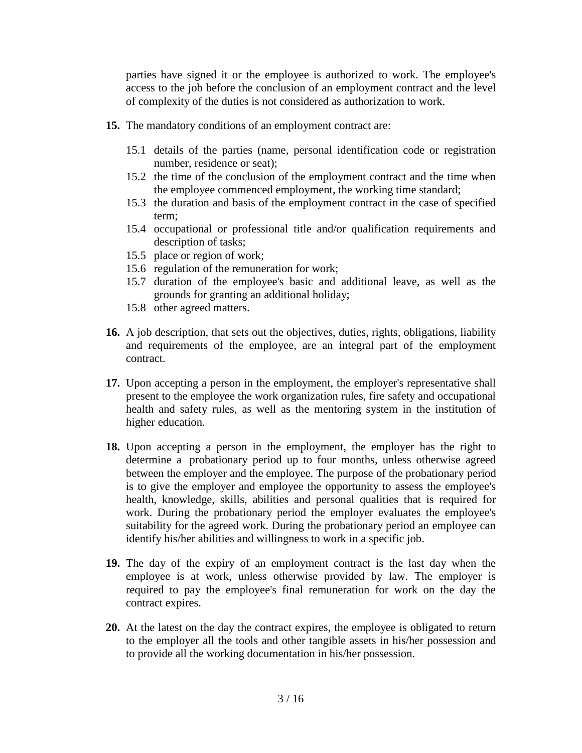parties have signed it or the employee is authorized to work. The employee's access to the job before the conclusion of an employment contract and the level of complexity of the duties is not considered as authorization to work.

**15.** The mandatory conditions of an employment contract are:

15.1 details of the parties (name, personal identification code or registration number, residence or seat);
15.2 the time of the conclusion of the employment contract and the time when the employee commenced employment, the working time standard;
15.3 the duration and basis of the employment contract in the case of specified term;
15.4 occupational or professional title and/or qualification requirements and description of tasks;
15.5 place or region of work;
15.6 regulation of the remuneration for work;
15.7 duration of the employee's basic and additional leave, as well as the grounds for granting an additional holiday;
15.8 other agreed matters.

**16.** A job description, that sets out the objectives, duties, rights, obligations, liability and requirements of the employee, are an integral part of the employment contract.

**17.** Upon accepting a person in the employment, the employer's representative shall present to the employee the work organization rules, fire safety and occupational health and safety rules, as well as the mentoring system in the institution of higher education.

**18.** Upon accepting a person in the employment, the employer has the right to determine a probationary period up to four months, unless otherwise agreed between the employer and the employee. The purpose of the probationary period is to give the employer and employee the opportunity to assess the employee's health, knowledge, skills, abilities and personal qualities that is required for work. During the probationary period the employer evaluates the employee's suitability for the agreed work. During the probationary period an employee can identify his/her abilities and willingness to work in a specific job.

**19.** The day of the expiry of an employment contract is the last day when the employee is at work, unless otherwise provided by law. The employer is required to pay the employee's final remuneration for work on the day the contract expires.

**20.** At the latest on the day the contract expires, the employee is obligated to return to the employer all the tools and other tangible assets in his/her possession and to provide all the working documentation in his/her possession.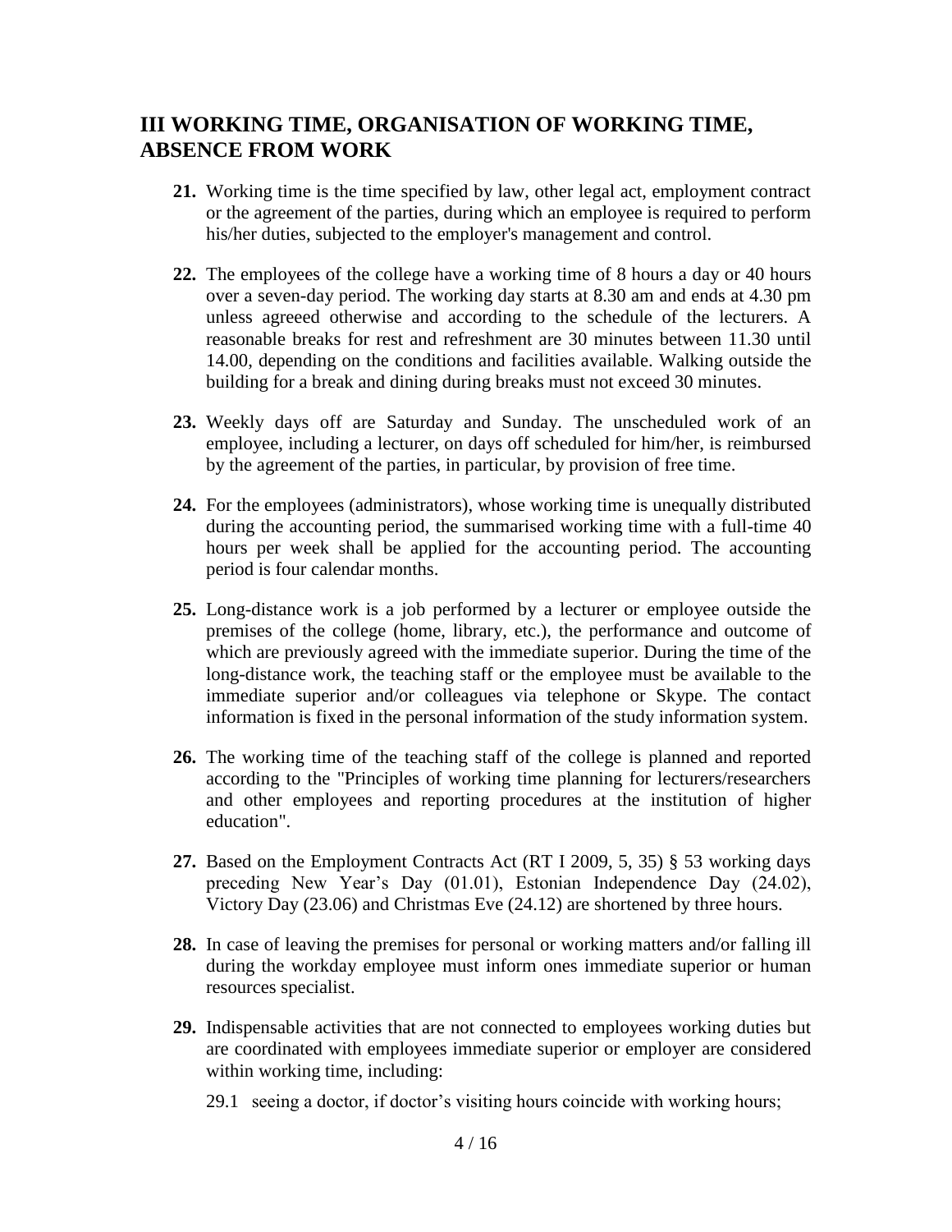## III WORKING TIME, ORGANISATION OF WORKING TIME, ABSENCE FROM WORK

**21.** Working time is the time specified by law, other legal act, employment contract or the agreement of the parties, during which an employee is required to perform his/her duties, subjected to the employer's management and control.

**22.** The employees of the college have a working time of 8 hours a day or 40 hours over a seven-day period. The working day starts at 8.30 am and ends at 4.30 pm unless agreeed otherwise and according to the schedule of the lecturers. A reasonable breaks for rest and refreshment are 30 minutes between 11.30 until 14.00, depending on the conditions and facilities available. Walking outside the building for a break and dining during breaks must not exceed 30 minutes.

**23.** Weekly days off are Saturday and Sunday. The unscheduled work of an employee, including a lecturer, on days off scheduled for him/her, is reimbursed by the agreement of the parties, in particular, by provision of free time.

**24.** For the employees (administrators), whose working time is unequally distributed during the accounting period, the summarised working time with a full-time 40 hours per week shall be applied for the accounting period. The accounting period is four calendar months.

**25.** Long-distance work is a job performed by a lecturer or employee outside the premises of the college (home, library, etc.), the performance and outcome of which are previously agreed with the immediate superior. During the time of the long-distance work, the teaching staff or the employee must be available to the immediate superior and/or colleagues via telephone or Skype. The contact information is fixed in the personal information of the study information system.

**26.** The working time of the teaching staff of the college is planned and reported according to the "Principles of working time planning for lecturers/researchers and other employees and reporting procedures at the institution of higher education".

**27.** Based on the Employment Contracts Act (RT I 2009, 5, 35) § 53 working days preceding New Year's Day (01.01), Estonian Independence Day (24.02), Victory Day (23.06) and Christmas Eve (24.12) are shortened by three hours.

**28.** In case of leaving the premises for personal or working matters and/or falling ill during the workday employee must inform ones immediate superior or human resources specialist.

**29.** Indispensable activities that are not connected to employees working duties but are coordinated with employees immediate superior or employer are considered within working time, including:

29.1 seeing a doctor, if doctor's visiting hours coincide with working hours;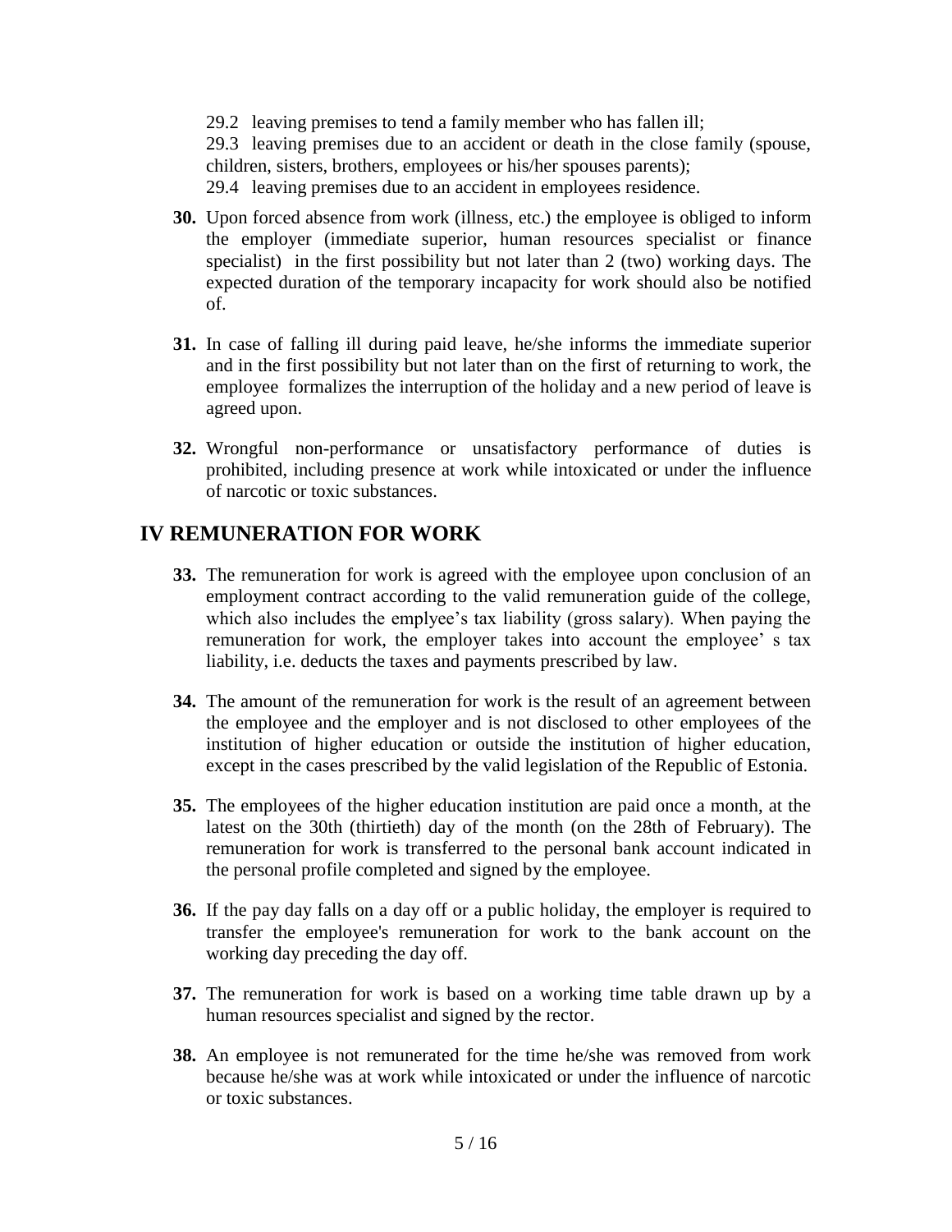29.2 leaving premises to tend a family member who has fallen ill;

29.3 leaving premises due to an accident or death in the close family (spouse, children, sisters, brothers, employees or his/her spouses parents);

29.4 leaving premises due to an accident in employees residence.

**30.** Upon forced absence from work (illness, etc.) the employee is obliged to inform the employer (immediate superior, human resources specialist or finance specialist) in the first possibility but not later than 2 (two) working days. The expected duration of the temporary incapacity for work should also be notified of.

**31.** In case of falling ill during paid leave, he/she informs the immediate superior and in the first possibility but not later than on the first of returning to work, the employee formalizes the interruption of the holiday and a new period of leave is agreed upon.

**32.** Wrongful non-performance or unsatisfactory performance of duties is prohibited, including presence at work while intoxicated or under the influence of narcotic or toxic substances.

## IV REMUNERATION FOR WORK

**33.** The remuneration for work is agreed with the employee upon conclusion of an employment contract according to the valid remuneration guide of the college, which also includes the emplyee's tax liability (gross salary). When paying the remuneration for work, the employer takes into account the employee' s tax liability, i.e. deducts the taxes and payments prescribed by law.

**34.** The amount of the remuneration for work is the result of an agreement between the employee and the employer and is not disclosed to other employees of the institution of higher education or outside the institution of higher education, except in the cases prescribed by the valid legislation of the Republic of Estonia.

**35.** The employees of the higher education institution are paid once a month, at the latest on the 30th (thirtieth) day of the month (on the 28th of February). The remuneration for work is transferred to the personal bank account indicated in the personal profile completed and signed by the employee.

**36.** If the pay day falls on a day off or a public holiday, the employer is required to transfer the employee's remuneration for work to the bank account on the working day preceding the day off.

**37.** The remuneration for work is based on a working time table drawn up by a human resources specialist and signed by the rector.

**38.** An employee is not remunerated for the time he/she was removed from work because he/she was at work while intoxicated or under the influence of narcotic or toxic substances.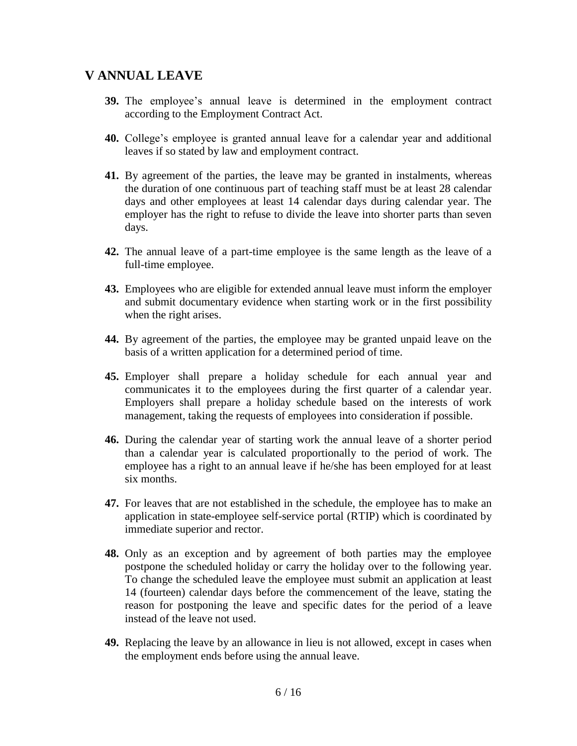## V ANNUAL LEAVE

**39.** The employee's annual leave is determined in the employment contract according to the Employment Contract Act.

**40.** College's employee is granted annual leave for a calendar year and additional leaves if so stated by law and employment contract.

**41.** By agreement of the parties, the leave may be granted in instalments, whereas the duration of one continuous part of teaching staff must be at least 28 calendar days and other employees at least 14 calendar days during calendar year. The employer has the right to refuse to divide the leave into shorter parts than seven days.

**42.** The annual leave of a part-time employee is the same length as the leave of a full-time employee.

**43.** Employees who are eligible for extended annual leave must inform the employer and submit documentary evidence when starting work or in the first possibility when the right arises.

**44.** By agreement of the parties, the employee may be granted unpaid leave on the basis of a written application for a determined period of time.

**45.** Employer shall prepare a holiday schedule for each annual year and communicates it to the employees during the first quarter of a calendar year. Employers shall prepare a holiday schedule based on the interests of work management, taking the requests of employees into consideration if possible.

**46.** During the calendar year of starting work the annual leave of a shorter period than a calendar year is calculated proportionally to the period of work. The employee has a right to an annual leave if he/she has been employed for at least six months.

**47.** For leaves that are not established in the schedule, the employee has to make an application in state-employee self-service portal (RTIP) which is coordinated by immediate superior and rector.

**48.** Only as an exception and by agreement of both parties may the employee postpone the scheduled holiday or carry the holiday over to the following year. To change the scheduled leave the employee must submit an application at least 14 (fourteen) calendar days before the commencement of the leave, stating the reason for postponing the leave and specific dates for the period of a leave instead of the leave not used.

**49.** Replacing the leave by an allowance in lieu is not allowed, except in cases when the employment ends before using the annual leave.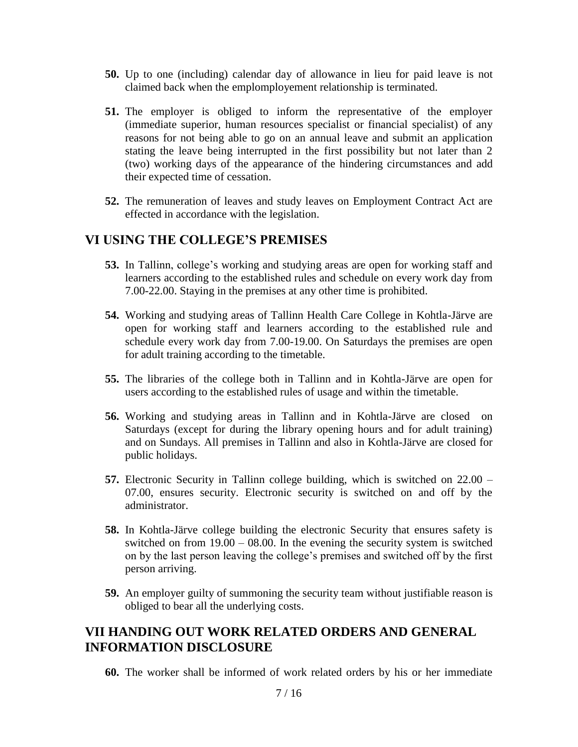**50.** Up to one (including) calendar day of allowance in lieu for paid leave is not claimed back when the emplomployement relationship is terminated.

**51.** The employer is obliged to inform the representative of the employer (immediate superior, human resources specialist or financial specialist) of any reasons for not being able to go on an annual leave and submit an application stating the leave being interrupted in the first possibility but not later than 2 (two) working days of the appearance of the hindering circumstances and add their expected time of cessation.

**52.** The remuneration of leaves and study leaves on Employment Contract Act are effected in accordance with the legislation.

## VI USING THE COLLEGE'S PREMISES

**53.** In Tallinn, college's working and studying areas are open for working staff and learners according to the established rules and schedule on every work day from 7.00-22.00. Staying in the premises at any other time is prohibited.

**54.** Working and studying areas of Tallinn Health Care College in Kohtla-Järve are open for working staff and learners according to the established rule and schedule every work day from 7.00-19.00. On Saturdays the premises are open for adult training according to the timetable.

**55.** The libraries of the college both in Tallinn and in Kohtla-Järve are open for users according to the established rules of usage and within the timetable.

**56.** Working and studying areas in Tallinn and in Kohtla-Järve are closed on Saturdays (except for during the library opening hours and for adult training) and on Sundays. All premises in Tallinn and also in Kohtla-Järve are closed for public holidays.

**57.** Electronic Security in Tallinn college building, which is switched on 22.00 – 07.00, ensures security. Electronic security is switched on and off by the administrator.

**58.** In Kohtla-Järve college building the electronic Security that ensures safety is switched on from 19.00 – 08.00. In the evening the security system is switched on by the last person leaving the college's premises and switched off by the first person arriving.

**59.** An employer guilty of summoning the security team without justifiable reason is obliged to bear all the underlying costs.

## VII HANDING OUT WORK RELATED ORDERS AND GENERAL INFORMATION DISCLOSURE

**60.** The worker shall be informed of work related orders by his or her immediate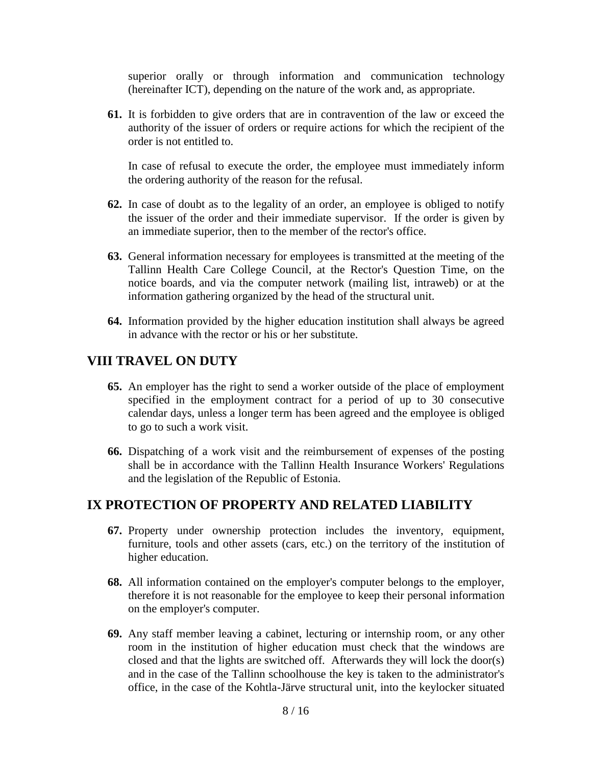superior orally or through information and communication technology (hereinafter ICT), depending on the nature of the work and, as appropriate.

**61.** It is forbidden to give orders that are in contravention of the law or exceed the authority of the issuer of orders or require actions for which the recipient of the order is not entitled to.

In case of refusal to execute the order, the employee must immediately inform the ordering authority of the reason for the refusal.

**62.** In case of doubt as to the legality of an order, an employee is obliged to notify the issuer of the order and their immediate supervisor. If the order is given by an immediate superior, then to the member of the rector's office.

**63.** General information necessary for employees is transmitted at the meeting of the Tallinn Health Care College Council, at the Rector's Question Time, on the notice boards, and via the computer network (mailing list, intraweb) or at the information gathering organized by the head of the structural unit.

**64.** Information provided by the higher education institution shall always be agreed in advance with the rector or his or her substitute.

## VIII TRAVEL ON DUTY

**65.** An employer has the right to send a worker outside of the place of employment specified in the employment contract for a period of up to 30 consecutive calendar days, unless a longer term has been agreed and the employee is obliged to go to such a work visit.

**66.** Dispatching of a work visit and the reimbursement of expenses of the posting shall be in accordance with the Tallinn Health Insurance Workers' Regulations and the legislation of the Republic of Estonia.

## IX PROTECTION OF PROPERTY AND RELATED LIABILITY

**67.** Property under ownership protection includes the inventory, equipment, furniture, tools and other assets (cars, etc.) on the territory of the institution of higher education.

**68.** All information contained on the employer's computer belongs to the employer, therefore it is not reasonable for the employee to keep their personal information on the employer's computer.

**69.** Any staff member leaving a cabinet, lecturing or internship room, or any other room in the institution of higher education must check that the windows are closed and that the lights are switched off. Afterwards they will lock the door(s) and in the case of the Tallinn schoolhouse the key is taken to the administrator's office, in the case of the Kohtla-Järve structural unit, into the keylocker situated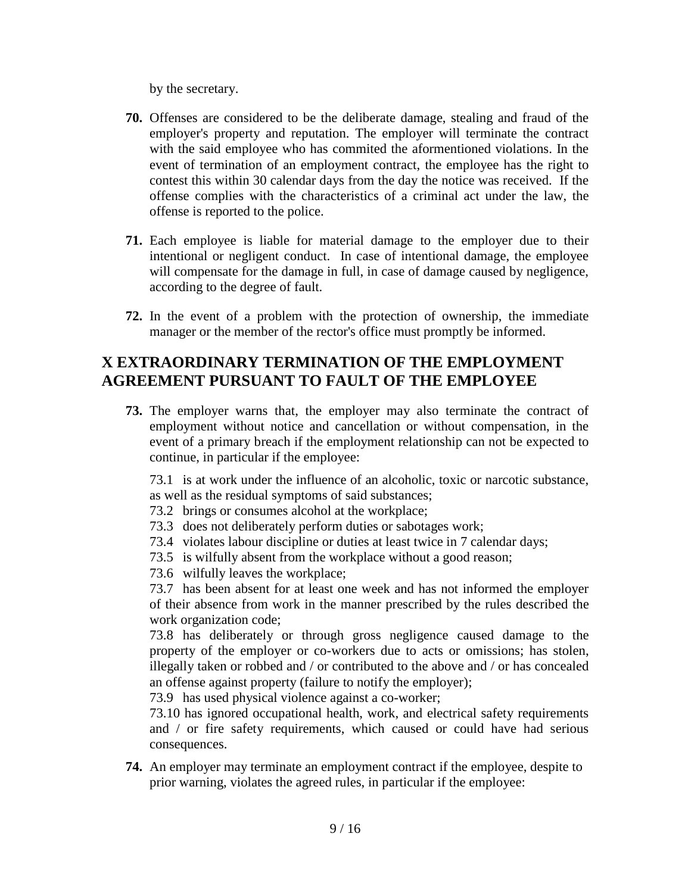by the secretary.

**70.** Offenses are considered to be the deliberate damage, stealing and fraud of the employer's property and reputation. The employer will terminate the contract with the said employee who has commited the aforementioned violations. In the event of termination of an employment contract, the employee has the right to contest this within 30 calendar days from the day the notice was received. If the offense complies with the characteristics of a criminal act under the law, the offense is reported to the police.

**71.** Each employee is liable for material damage to the employer due to their intentional or negligent conduct. In case of intentional damage, the employee will compensate for the damage in full, in case of damage caused by negligence, according to the degree of fault.

**72.** In the event of a problem with the protection of ownership, the immediate manager or the member of the rector's office must promptly be informed.

## X EXTRAORDINARY TERMINATION OF THE EMPLOYMENT AGREEMENT PURSUANT TO FAULT OF THE EMPLOYEE

**73.** The employer warns that, the employer may also terminate the contract of employment without notice and cancellation or without compensation, in the event of a primary breach if the employment relationship can not be expected to continue, in particular if the employee:

73.1 is at work under the influence of an alcoholic, toxic or narcotic substance, as well as the residual symptoms of said substances;
73.2 brings or consumes alcohol at the workplace;
73.3 does not deliberately perform duties or sabotages work;
73.4 violates labour discipline or duties at least twice in 7 calendar days;
73.5 is wilfully absent from the workplace without a good reason;
73.6 wilfully leaves the workplace;
73.7 has been absent for at least one week and has not informed the employer of their absence from work in the manner prescribed by the rules described the work organization code;
73.8 has deliberately or through gross negligence caused damage to the property of the employer or co-workers due to acts or omissions; has stolen, illegally taken or robbed and / or contributed to the above and / or has concealed an offense against property (failure to notify the employer);
73.9 has used physical violence against a co-worker;
73.10 has ignored occupational health, work, and electrical safety requirements and / or fire safety requirements, which caused or could have had serious consequences.

**74.** An employer may terminate an employment contract if the employee, despite to prior warning, violates the agreed rules, in particular if the employee: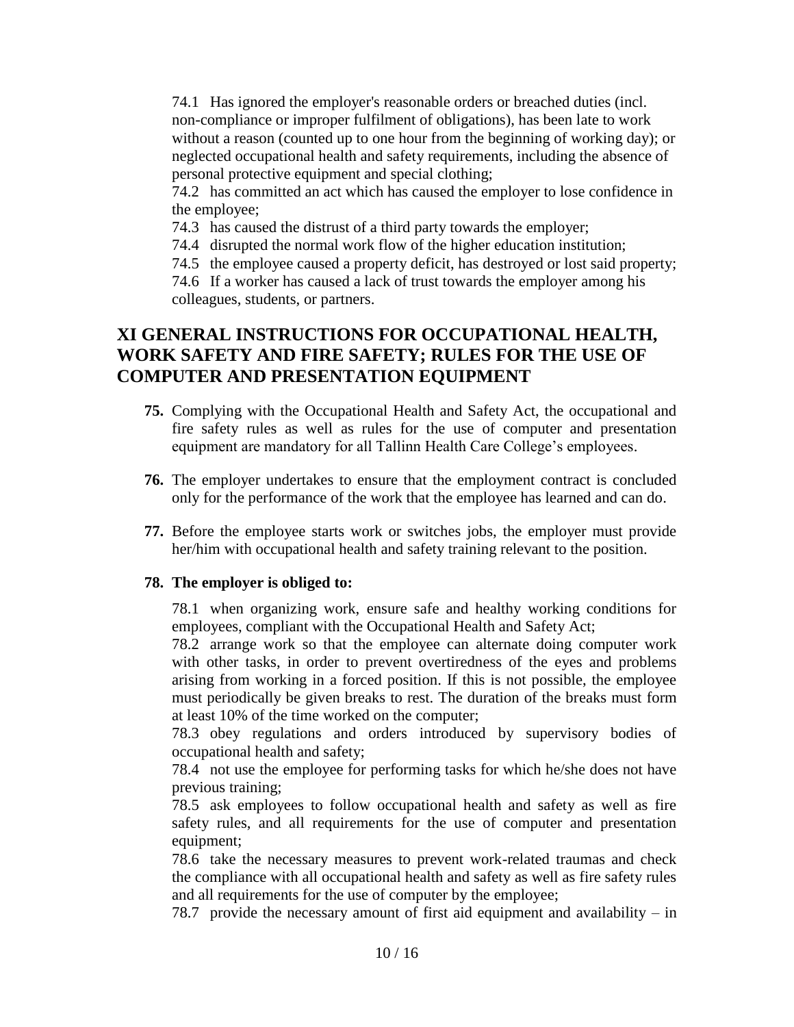74.1 Has ignored the employer's reasonable orders or breached duties (incl. non-compliance or improper fulfilment of obligations), has been late to work without a reason (counted up to one hour from the beginning of working day); or neglected occupational health and safety requirements, including the absence of personal protective equipment and special clothing;

74.2 has committed an act which has caused the employer to lose confidence in the employee;

74.3 has caused the distrust of a third party towards the employer;

74.4 disrupted the normal work flow of the higher education institution;

74.5 the employee caused a property deficit, has destroyed or lost said property;

74.6 If a worker has caused a lack of trust towards the employer among his colleagues, students, or partners.

## XI GENERAL INSTRUCTIONS FOR OCCUPATIONAL HEALTH, WORK SAFETY AND FIRE SAFETY; RULES FOR THE USE OF COMPUTER AND PRESENTATION EQUIPMENT

**75.** Complying with the Occupational Health and Safety Act, the occupational and fire safety rules as well as rules for the use of computer and presentation equipment are mandatory for all Tallinn Health Care College's employees.

**76.** The employer undertakes to ensure that the employment contract is concluded only for the performance of the work that the employee has learned and can do.

**77.** Before the employee starts work or switches jobs, the employer must provide her/him with occupational health and safety training relevant to the position.

**78. The employer is obliged to:**

78.1 when organizing work, ensure safe and healthy working conditions for employees, compliant with the Occupational Health and Safety Act;

78.2 arrange work so that the employee can alternate doing computer work with other tasks, in order to prevent overtiredness of the eyes and problems arising from working in a forced position. If this is not possible, the employee must periodically be given breaks to rest. The duration of the breaks must form at least 10% of the time worked on the computer;

78.3 obey regulations and orders introduced by supervisory bodies of occupational health and safety;

78.4 not use the employee for performing tasks for which he/she does not have previous training;

78.5 ask employees to follow occupational health and safety as well as fire safety rules, and all requirements for the use of computer and presentation equipment;

78.6 take the necessary measures to prevent work-related traumas and check the compliance with all occupational health and safety as well as fire safety rules and all requirements for the use of computer by the employee;

78.7 provide the necessary amount of first aid equipment and availability – in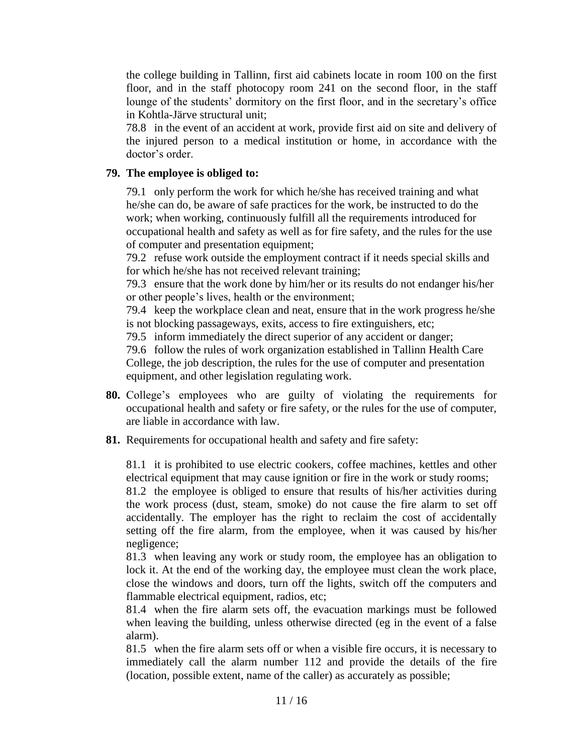the college building in Tallinn, first aid cabinets locate in room 100 on the first floor, and in the staff photocopy room 241 on the second floor, in the staff lounge of the students' dormitory on the first floor, and in the secretary's office in Kohtla-Järve structural unit;

78.8 in the event of an accident at work, provide first aid on site and delivery of the injured person to a medical institution or home, in accordance with the doctor's order.

**79. The employee is obliged to:**

79.1 only perform the work for which he/she has received training and what he/she can do, be aware of safe practices for the work, be instructed to do the work; when working, continuously fulfill all the requirements introduced for occupational health and safety as well as for fire safety, and the rules for the use of computer and presentation equipment;

79.2 refuse work outside the employment contract if it needs special skills and for which he/she has not received relevant training;

79.3 ensure that the work done by him/her or its results do not endanger his/her or other people's lives, health or the environment;

79.4 keep the workplace clean and neat, ensure that in the work progress he/she is not blocking passageways, exits, access to fire extinguishers, etc;

79.5 inform immediately the direct superior of any accident or danger;

79.6 follow the rules of work organization established in Tallinn Health Care College, the job description, the rules for the use of computer and presentation equipment, and other legislation regulating work.

**80.** College's employees who are guilty of violating the requirements for occupational health and safety or fire safety, or the rules for the use of computer, are liable in accordance with law.

**81.** Requirements for occupational health and safety and fire safety:

81.1 it is prohibited to use electric cookers, coffee machines, kettles and other electrical equipment that may cause ignition or fire in the work or study rooms;

81.2 the employee is obliged to ensure that results of his/her activities during the work process (dust, steam, smoke) do not cause the fire alarm to set off accidentally. The employer has the right to reclaim the cost of accidentally setting off the fire alarm, from the employee, when it was caused by his/her negligence;

81.3 when leaving any work or study room, the employee has an obligation to lock it. At the end of the working day, the employee must clean the work place, close the windows and doors, turn off the lights, switch off the computers and flammable electrical equipment, radios, etc;

81.4 when the fire alarm sets off, the evacuation markings must be followed when leaving the building, unless otherwise directed (eg in the event of a false alarm).

81.5 when the fire alarm sets off or when a visible fire occurs, it is necessary to immediately call the alarm number 112 and provide the details of the fire (location, possible extent, name of the caller) as accurately as possible;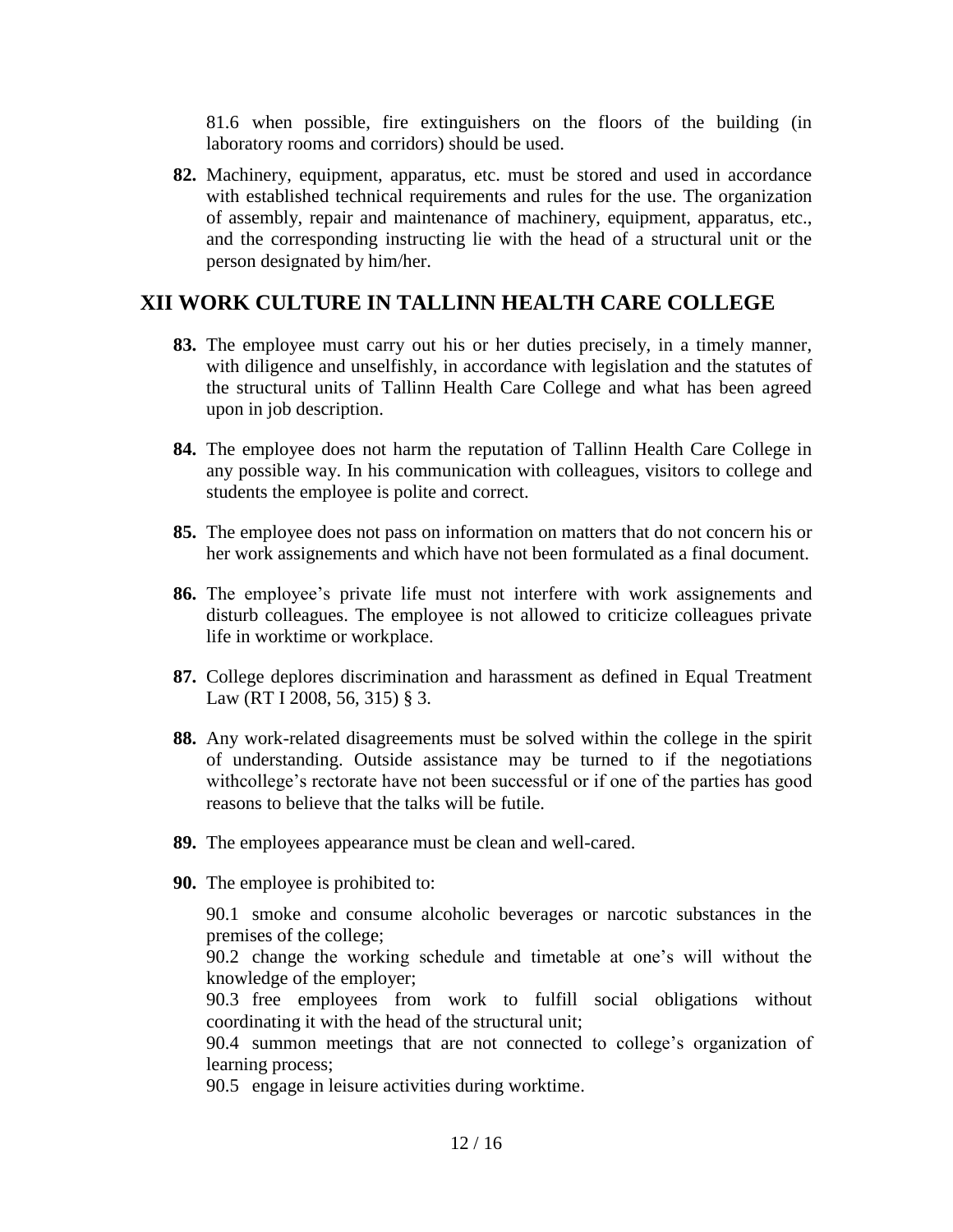81.6 when possible, fire extinguishers on the floors of the building (in laboratory rooms and corridors) should be used.

**82.** Machinery, equipment, apparatus, etc. must be stored and used in accordance with established technical requirements and rules for the use. The organization of assembly, repair and maintenance of machinery, equipment, apparatus, etc., and the corresponding instructing lie with the head of a structural unit or the person designated by him/her.

## XII WORK CULTURE IN TALLINN HEALTH CARE COLLEGE

**83.** The employee must carry out his or her duties precisely, in a timely manner, with diligence and unselfishly, in accordance with legislation and the statutes of the structural units of Tallinn Health Care College and what has been agreed upon in job description.

**84.** The employee does not harm the reputation of Tallinn Health Care College in any possible way. In his communication with colleagues, visitors to college and students the employee is polite and correct.

**85.** The employee does not pass on information on matters that do not concern his or her work assignements and which have not been formulated as a final document.

**86.** The employee's private life must not interfere with work assignements and disturb colleagues. The employee is not allowed to criticize colleagues private life in worktime or workplace.

**87.** College deplores discrimination and harassment as defined in Equal Treatment Law (RT I 2008, 56, 315) § 3.

**88.** Any work-related disagreements must be solved within the college in the spirit of understanding. Outside assistance may be turned to if the negotiations withcollege's rectorate have not been successful or if one of the parties has good reasons to believe that the talks will be futile.

**89.** The employees appearance must be clean and well-cared.

**90.** The employee is prohibited to:

90.1 smoke and consume alcoholic beverages or narcotic substances in the premises of the college;
90.2 change the working schedule and timetable at one's will without the knowledge of the employer;
90.3 free employees from work to fulfill social obligations without coordinating it with the head of the structural unit;
90.4 summon meetings that are not connected to college's organization of learning process;
90.5 engage in leisure activities during worktime.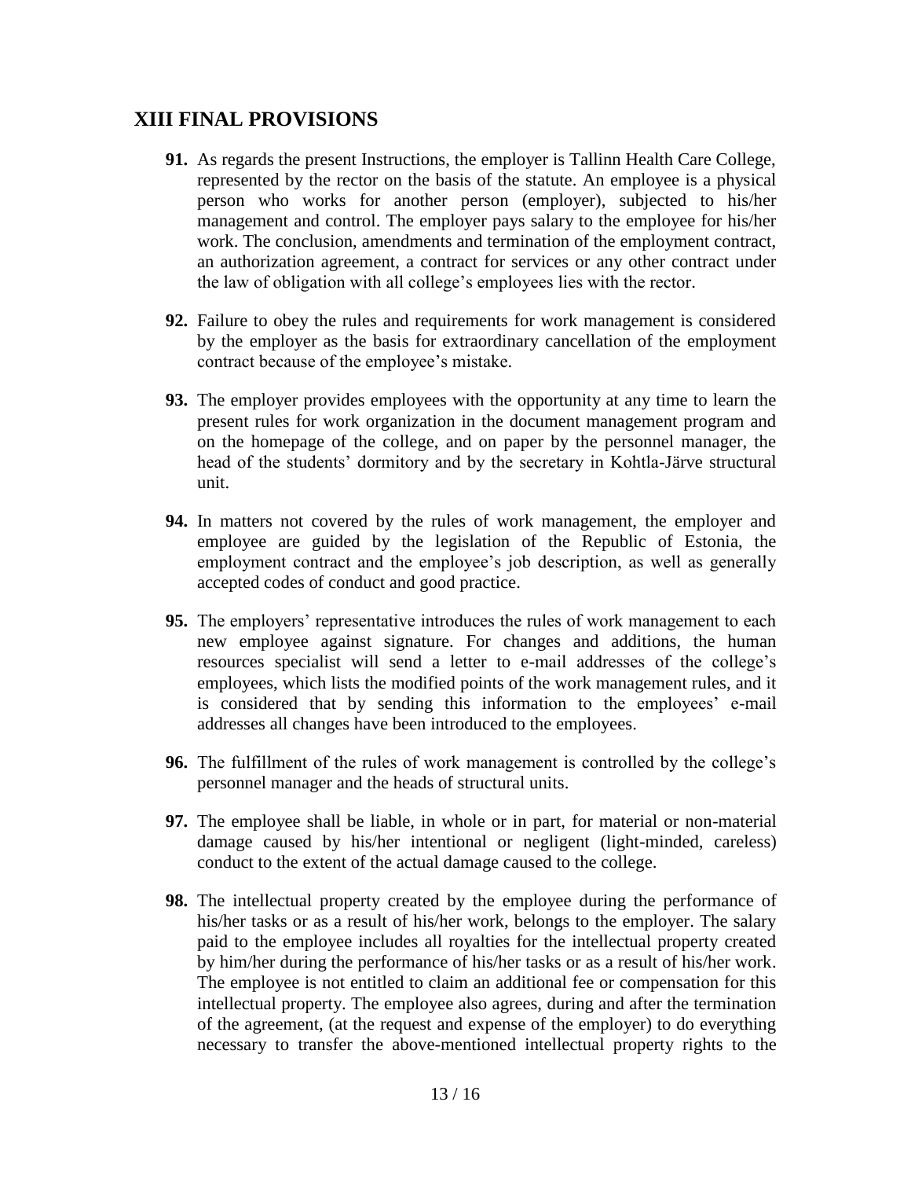## XIII FINAL PROVISIONS

**91.** As regards the present Instructions, the employer is Tallinn Health Care College, represented by the rector on the basis of the statute. An employee is a physical person who works for another person (employer), subjected to his/her management and control. The employer pays salary to the employee for his/her work. The conclusion, amendments and termination of the employment contract, an authorization agreement, a contract for services or any other contract under the law of obligation with all college's employees lies with the rector.

**92.** Failure to obey the rules and requirements for work management is considered by the employer as the basis for extraordinary cancellation of the employment contract because of the employee's mistake.

**93.** The employer provides employees with the opportunity at any time to learn the present rules for work organization in the document management program and on the homepage of the college, and on paper by the personnel manager, the head of the students' dormitory and by the secretary in Kohtla-Järve structural unit.

**94.** In matters not covered by the rules of work management, the employer and employee are guided by the legislation of the Republic of Estonia, the employment contract and the employee's job description, as well as generally accepted codes of conduct and good practice.

**95.** The employers' representative introduces the rules of work management to each new employee against signature. For changes and additions, the human resources specialist will send a letter to e-mail addresses of the college's employees, which lists the modified points of the work management rules, and it is considered that by sending this information to the employees' e-mail addresses all changes have been introduced to the employees.

**96.** The fulfillment of the rules of work management is controlled by the college's personnel manager and the heads of structural units.

**97.** The employee shall be liable, in whole or in part, for material or non-material damage caused by his/her intentional or negligent (light-minded, careless) conduct to the extent of the actual damage caused to the college.

**98.** The intellectual property created by the employee during the performance of his/her tasks or as a result of his/her work, belongs to the employer. The salary paid to the employee includes all royalties for the intellectual property created by him/her during the performance of his/her tasks or as a result of his/her work. The employee is not entitled to claim an additional fee or compensation for this intellectual property. The employee also agrees, during and after the termination of the agreement, (at the request and expense of the employer) to do everything necessary to transfer the above-mentioned intellectual property rights to the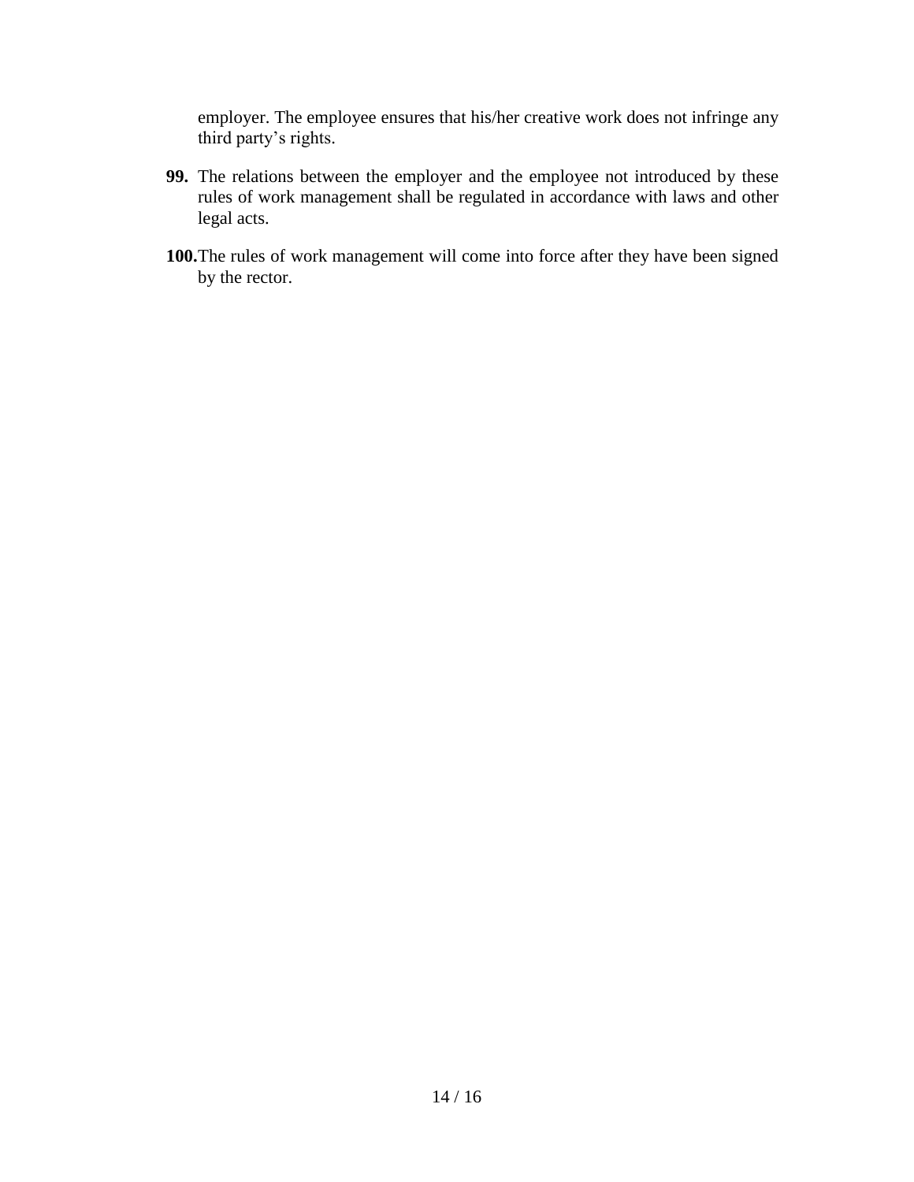employer. The employee ensures that his/her creative work does not infringe any third party's rights.

**99.** The relations between the employer and the employee not introduced by these rules of work management shall be regulated in accordance with laws and other legal acts.

**100.** The rules of work management will come into force after they have been signed by the rector.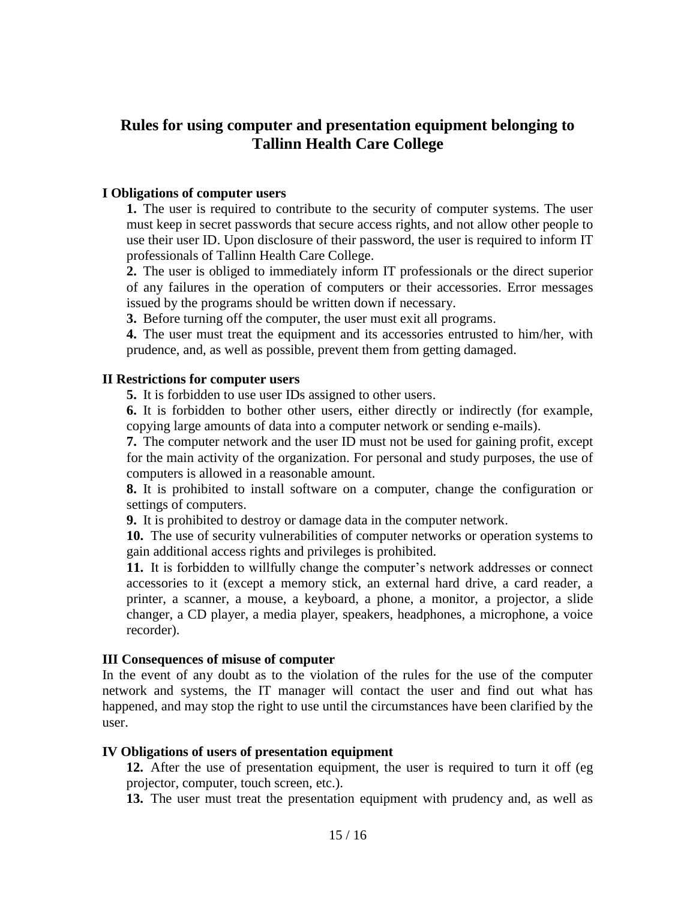# Rules for using computer and presentation equipment belonging to Tallinn Health Care College

### I Obligations of computer users

**1.** The user is required to contribute to the security of computer systems. The user must keep in secret passwords that secure access rights, and not allow other people to use their user ID. Upon disclosure of their password, the user is required to inform IT professionals of Tallinn Health Care College.

**2.** The user is obliged to immediately inform IT professionals or the direct superior of any failures in the operation of computers or their accessories. Error messages issued by the programs should be written down if necessary.

**3.** Before turning off the computer, the user must exit all programs.

**4.** The user must treat the equipment and its accessories entrusted to him/her, with prudence, and, as well as possible, prevent them from getting damaged.

### II Restrictions for computer users

**5.** It is forbidden to use user IDs assigned to other users.

**6.** It is forbidden to bother other users, either directly or indirectly (for example, copying large amounts of data into a computer network or sending e-mails).

**7.** The computer network and the user ID must not be used for gaining profit, except for the main activity of the organization. For personal and study purposes, the use of computers is allowed in a reasonable amount.

**8.** It is prohibited to install software on a computer, change the configuration or settings of computers.

**9.** It is prohibited to destroy or damage data in the computer network.

**10.** The use of security vulnerabilities of computer networks or operation systems to gain additional access rights and privileges is prohibited.

**11.** It is forbidden to willfully change the computer's network addresses or connect accessories to it (except a memory stick, an external hard drive, a card reader, a printer, a scanner, a mouse, a keyboard, a phone, a monitor, a projector, a slide changer, a CD player, a media player, speakers, headphones, a microphone, a voice recorder).

### III Consequences of misuse of computer

In the event of any doubt as to the violation of the rules for the use of the computer network and systems, the IT manager will contact the user and find out what has happened, and may stop the right to use until the circumstances have been clarified by the user.

### IV Obligations of users of presentation equipment

**12.** After the use of presentation equipment, the user is required to turn it off (eg projector, computer, touch screen, etc.).

**13.** The user must treat the presentation equipment with prudency and, as well as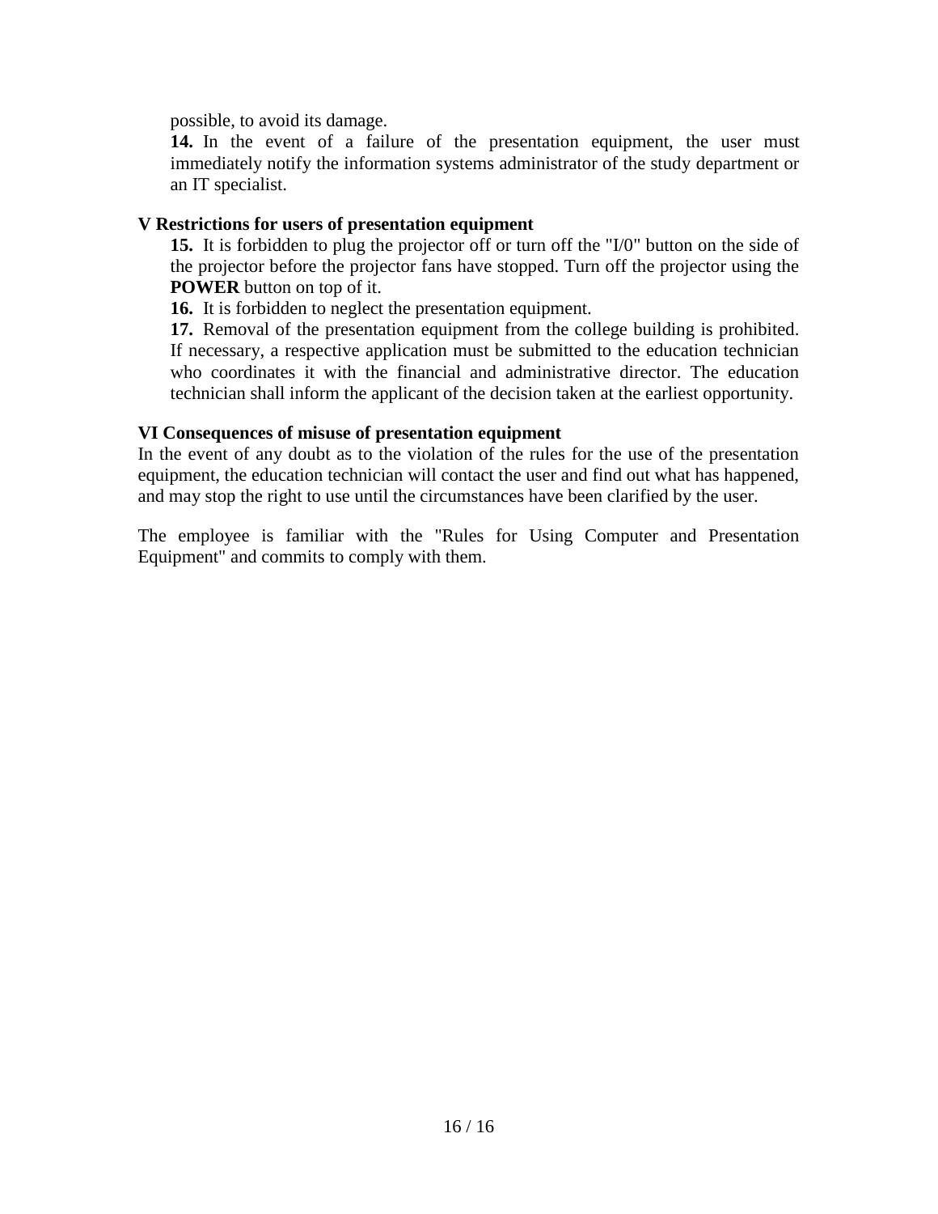possible, to avoid its damage.

**14.** In the event of a failure of the presentation equipment, the user must immediately notify the information systems administrator of the study department or an IT specialist.

**V Restrictions for users of presentation equipment**

**15.** It is forbidden to plug the projector off or turn off the "I/0" button on the side of the projector before the projector fans have stopped. Turn off the projector using the **POWER** button on top of it.

**16.** It is forbidden to neglect the presentation equipment.

**17.** Removal of the presentation equipment from the college building is prohibited. If necessary, a respective application must be submitted to the education technician who coordinates it with the financial and administrative director. The education technician shall inform the applicant of the decision taken at the earliest opportunity.

**VI Consequences of misuse of presentation equipment**

In the event of any doubt as to the violation of the rules for the use of the presentation equipment, the education technician will contact the user and find out what has happened, and may stop the right to use until the circumstances have been clarified by the user.

The employee is familiar with the "Rules for Using Computer and Presentation Equipment" and commits to comply with them.